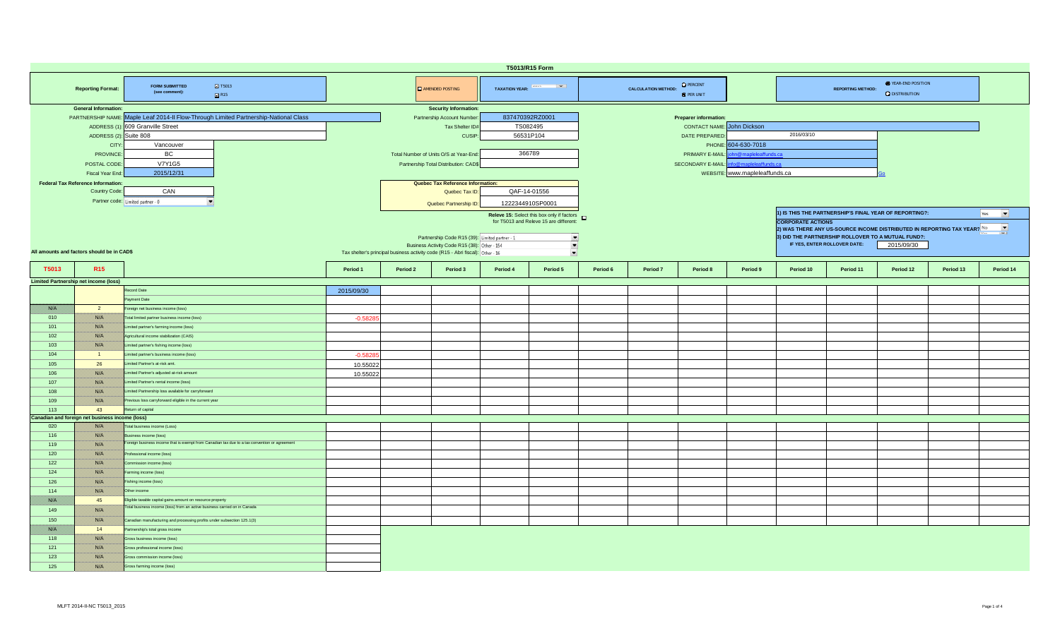# T5013/R15 Form

**Reporting Format:** FORM SUBMITTED (see comment): ☑ T5013 ☐ R15

☐ AMENDED POSTING

**TAXATION YEAR:**

**CALCULATION METHOD:** ○ PERCENT ● PER UNIT

**REPORTING METHOD:** ● YEAR-END POSITION ○ DISTRIBUTION

**General Information:**

PARTNERSHIP NAME: Maple Leaf 2014-II Flow-Through Limited Partnership-National Class
ADDRESS (1): 609 Granville Street
ADDRESS (2): Suite 808
CITY: Vancouver
PROVINCE: BC
POSTAL CODE: V7Y1G5
Fiscal Year End: 2015/12/31

**Federal Tax Reference Information:**

Country Code: CAN
Partner code: Limited partner - 0

**Security Information:**

Partnership Account Number: 837470392RZ0001
Tax Shelter ID#: TS082495
CUSIP: 56531P104
Total Number of Units O/S at Year-End: 366789
Partnership Total Distribution: CAD$

**Quebec Tax Reference Information:**

Quebec Tax ID: QAF-14-01556
Quebec Partnership ID: 1222344910SP0001

**Releve 15:** Select this box only if factors for T5013 and Releve 15 are different: ☐

Partnership Code R15 (39): Limited partner - 1
Business Activity Code R15 (38): Other - 354
Tax shelter's principal business activity code (R15 - Abri fiscal): Other - 16

**Preparer information:**

CONTACT NAME: John Dickson
DATE PREPARED: 2016/03/10
PHONE: 604-630-7018
PRIMARY E-MAIL: john@mapleleaffunds.ca
SECONDARY E-MAIL: info@mapleleaffunds.ca
WEBSITE: www.mapleleaffunds.ca Go

1) IS THIS THE PARTNERSHIP'S FINAL YEAR OF REPORTING?: Yes

**CORPORATE ACTIONS**

2) WAS THERE ANY US-SOURCE INCOME DISTRIBUTED IN REPORTING TAX YEAR? No

3) DID THE PARTNERSHIP ROLLOVER TO A MUTUAL FUND?:
IF YES, ENTER ROLLOVER DATE: 2015/09/30

All amounts and factors should be in CAD$

| T5013 | R15 | | Period 1 | Period 2 | Period 3 | Period 4 | Period 5 | Period 6 | Period 7 | Period 8 | Period 9 | Period 10 | Period 11 | Period 12 | Period 13 | Period 14 |
|---|---|---|---|---|---|---|---|---|---|---|---|---|---|---|---|---|
| **Limited Partnership net income (loss)** | | | | | | | | | | | | | | | | |
| | | Record Date | 2015/09/30 | | | | | | | | | | | | | |
| | | Payment Date | | | | | | | | | | | | | | |
| N/A | 2 | Foreign net business income (loss) | | | | | | | | | | | | | | |
| 010 | N/A | Total limited partner business income (loss) | -0.58285 | | | | | | | | | | | | | |
| 101 | N/A | Limited partner's farming income (loss) | | | | | | | | | | | | | | |
| 102 | N/A | Agricultural income stabilization (CAIS) | | | | | | | | | | | | | | |
| 103 | N/A | Limited partner's fishing income (loss) | | | | | | | | | | | | | | |
| 104 | 1 | Limited partner's business income (loss) | -0.58285 | | | | | | | | | | | | | |
| 105 | 26 | Limited Partner's at-risk amt. | 10.55022 | | | | | | | | | | | | | |
| 106 | N/A | Limited Partner's adjusted at-risk amount | 10.55022 | | | | | | | | | | | | | |
| 107 | N/A | Limited Partner's rental income (loss) | | | | | | | | | | | | | | |
| 108 | N/A | Limited Partnership loss available for carryforward | | | | | | | | | | | | | | |
| 109 | N/A | Previous loss carryforward eligible in the current year | | | | | | | | | | | | | | |
| 113 | 43 | Return of capital | | | | | | | | | | | | | | |
| **Canadian and foreign net business income (loss)** | | | | | | | | | | | | | | | | |
| 020 | N/A | Total business income (Loss) | | | | | | | | | | | | | | |
| 116 | N/A | Business income (loss) | | | | | | | | | | | | | | |
| 119 | N/A | Foreign business income that is exempt from Canadian tax due to a tax convention or agreement | | | | | | | | | | | | | | |
| 120 | N/A | Professional income (loss) | | | | | | | | | | | | | | |
| 122 | N/A | Commission income (loss) | | | | | | | | | | | | | | |
| 124 | N/A | Farming income (loss) | | | | | | | | | | | | | | |
| 126 | N/A | Fishing income (loss) | | | | | | | | | | | | | | |
| 114 | N/A | Other income | | | | | | | | | | | | | | |
| N/A | 45 | Eligible taxable capital gains amount on resource property | | | | | | | | | | | | | | |
| 149 | N/A | Total business income (loss) from an active business carried on in Canada | | | | | | | | | | | | | | |
| 150 | N/A | Canadian manufacturing and processing profits under subsection 125.1(3) | | | | | | | | | | | | | | |
| N/A | 14 | Partnership's total gross income | | | | | | | | | | | | | | |
| 118 | N/A | Gross business income (loss) | | | | | | | | | | | | | | |
| 121 | N/A | Gross professional income (loss) | | | | | | | | | | | | | | |
| 123 | N/A | Gross commission income (loss) | | | | | | | | | | | | | | |
| 125 | N/A | Gross farming income (loss) | | | | | | | | | | | | | | |

MLFT 2014-II-NC T5013_2015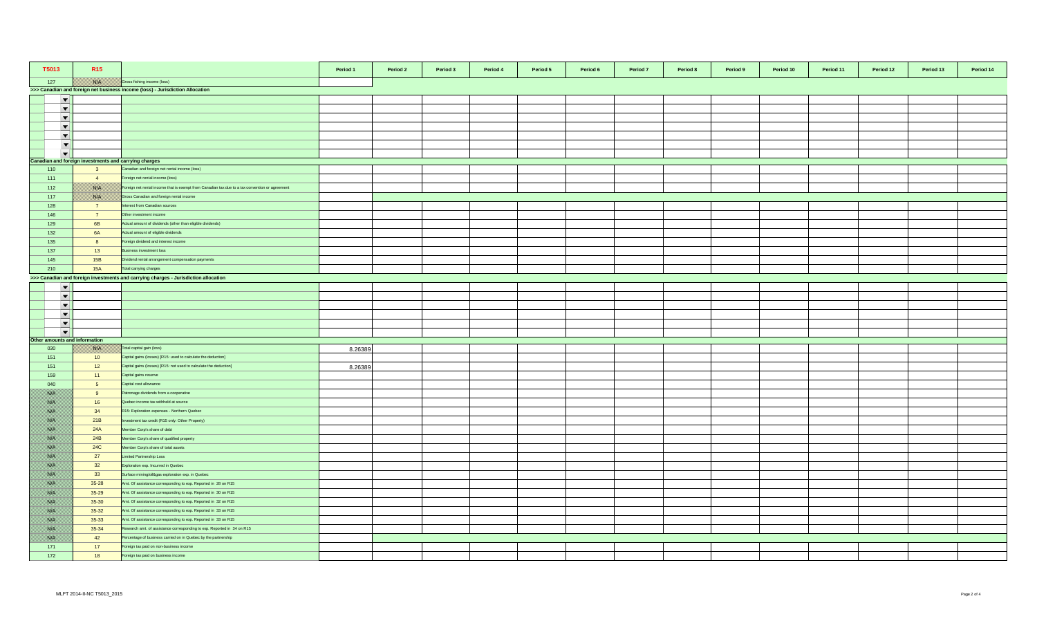| T5013 | R15 | | Period 1 | Period 2 | Period 3 | Period 4 | Period 5 | Period 6 | Period 7 | Period 8 | Period 9 | Period 10 | Period 11 | Period 12 | Period 13 | Period 14 |
|---|---|---|---|---|---|---|---|---|---|---|---|---|---|---|---|---|
| 127 | N/A | Gross fishing income (loss) | | | | | | | | | | | | | | |
| >>> Canadian and foreign net business income (loss) - Jurisdiction Allocation | | | | | | | | | | | | | | | | |
| | | | | | | | | | | | | | | | | |
| | | | | | | | | | | | | | | | | |
| | | | | | | | | | | | | | | | | |
| | | | | | | | | | | | | | | | | |
| | | | | | | | | | | | | | | | | |
| | | | | | | | | | | | | | | | | |
| | | | | | | | | | | | | | | | | |
| Canadian and foreign investments and carrying charges | | | | | | | | | | | | | | | | |
| 110 | 3 | Canadian and foreign net rental income (loss) | | | | | | | | | | | | | | |
| 111 | 4 | Foreign net rental income (loss) | | | | | | | | | | | | | | |
| 112 | N/A | Foreign net rental income that is exempt from Canadian tax due to a tax convention or agreement | | | | | | | | | | | | | | |
| 117 | N/A | Gross Canadian and foreign rental income | | | | | | | | | | | | | | |
| 128 | 7 | Interest from Canadian sources | | | | | | | | | | | | | | |
| 146 | 7 | Other investment income | | | | | | | | | | | | | | |
| 129 | 6B | Actual amount of dividends (other than eligible dividends) | | | | | | | | | | | | | | |
| 132 | 6A | Actual amount of eligible dividends | | | | | | | | | | | | | | |
| 135 | 8 | Foreign dividend and interest income | | | | | | | | | | | | | | |
| 137 | 13 | Business investment loss | | | | | | | | | | | | | | |
| 145 | 15B | Dividend rental arrangement compensation payments | | | | | | | | | | | | | | |
| 210 | 15A | Total carrying charges | | | | | | | | | | | | | | |
| >>> Canadian and foreign investments and carrying charges - Jurisdiction allocation | | | | | | | | | | | | | | | | |
| | | | | | | | | | | | | | | | | |
| | | | | | | | | | | | | | | | | |
| | | | | | | | | | | | | | | | | |
| | | | | | | | | | | | | | | | | |
| | | | | | | | | | | | | | | | | |
| | | | | | | | | | | | | | | | | |
| Other amounts and information | | | | | | | | | | | | | | | | |
| 030 | N/A | Total capital gain (loss) | 8.26389 | | | | | | | | | | | | | |
| 151 | 10 | Capital gains (losses) [R15: used to calculate the deduction] | | | | | | | | | | | | | | |
| 151 | 12 | Capital gains (losses) [R15: not used to calculate the deduction] | 8.26389 | | | | | | | | | | | | | |
| 159 | 11 | Capital gains reserve | | | | | | | | | | | | | | |
| 040 | 5 | Capital cost allowance | | | | | | | | | | | | | | |
| N/A | 9 | Patronage dividends from a cooperative | | | | | | | | | | | | | | |
| N/A | 16 | Quebec income tax withheld at source | | | | | | | | | | | | | | |
| N/A | 34 | R15: Exploration expenses - Northern Quebec | | | | | | | | | | | | | | |
| N/A | 21B | Investment tax credit (R15 only: Other Property) | | | | | | | | | | | | | | |
| N/A | 24A | Member Corp's share of debt | | | | | | | | | | | | | | |
| N/A | 24B | Member Corp's share of qualified property | | | | | | | | | | | | | | |
| N/A | 24C | Member Corp's share of total assets | | | | | | | | | | | | | | |
| N/A | 27 | Limited Partnership Loss | | | | | | | | | | | | | | |
| N/A | 32 | Exploration exp. Incurred in Quebec | | | | | | | | | | | | | | |
| N/A | 33 | Surface mining/oil&gas exploration exp. in Quebec | | | | | | | | | | | | | | |
| N/A | 35-28 | Amt. Of assistance corresponding to exp. Reported in 28 on R15 | | | | | | | | | | | | | | |
| N/A | 35-29 | Amt. Of assistance corresponding to exp. Reported in 30 on R15 | | | | | | | | | | | | | | |
| N/A | 35-30 | Amt. Of assistance corresponding to exp. Reported in 32 on R15 | | | | | | | | | | | | | | |
| N/A | 35-32 | Amt. Of assistance corresponding to exp. Reported in 33 on R15 | | | | | | | | | | | | | | |
| N/A | 35-33 | Amt. Of assistance corresponding to exp. Reported in 33 on R15 | | | | | | | | | | | | | | |
| N/A | 35-34 | Research amt. of assistance corresponding to exp. Reported in 34 on R15 | | | | | | | | | | | | | | |
| N/A | 42 | Percentage of business carried on in Quebec by the partnership | | | | | | | | | | | | | | |
| 171 | 17 | Foreign tax paid on non-business income | | | | | | | | | | | | | | |
| 172 | 18 | Foreign tax paid on business income | | | | | | | | | | | | | | |

MLFT 2014-II-NC T5013_2015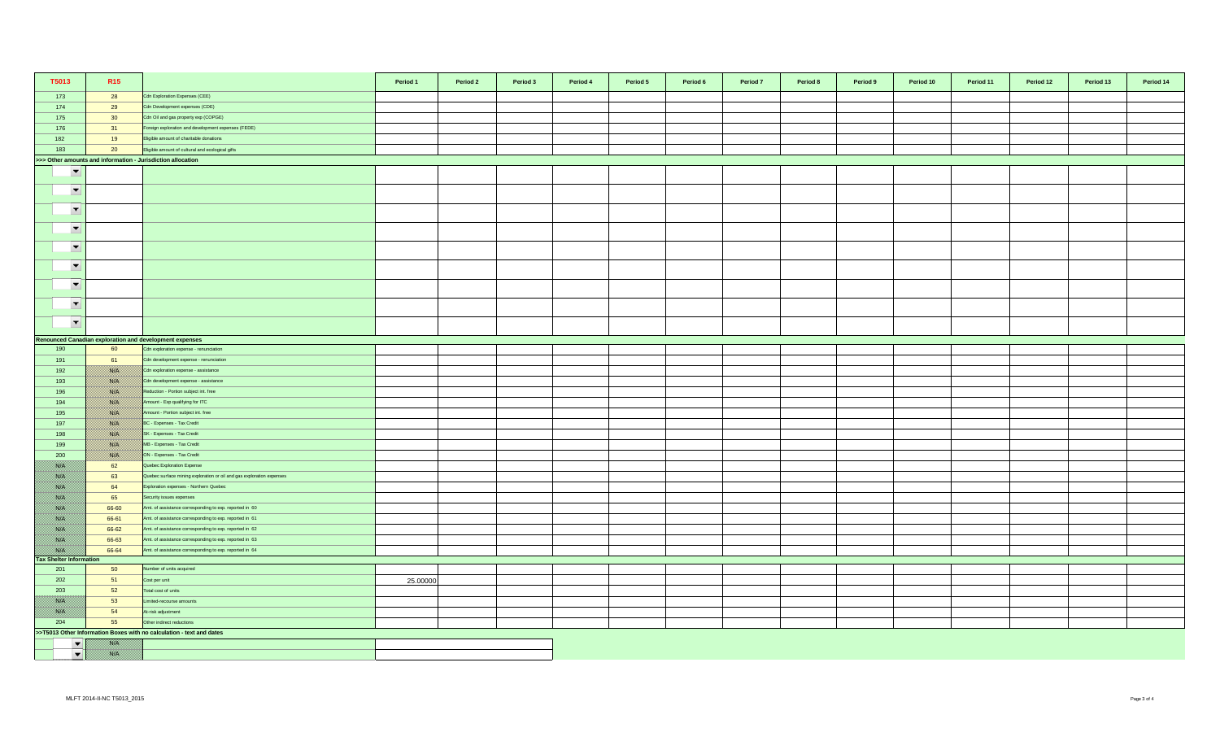| T5013 | R15 | | Period 1 | Period 2 | Period 3 | Period 4 | Period 5 | Period 6 | Period 7 | Period 8 | Period 9 | Period 10 | Period 11 | Period 12 | Period 13 | Period 14 |
|---|---|---|---|---|---|---|---|---|---|---|---|---|---|---|---|---|
| 173 | 28 | Cdn Exploration Expenses (CEE) | | | | | | | | | | | | | | |
| 174 | 29 | Cdn Development expenses (CDE) | | | | | | | | | | | | | | |
| 175 | 30 | Cdn Oil and gas property exp (COPGE) | | | | | | | | | | | | | | |
| 176 | 31 | Foreign exploration and development expenses (FEDE) | | | | | | | | | | | | | | |
| 182 | 19 | Eligible amount of charitable donations | | | | | | | | | | | | | | |
| 183 | 20 | Eligible amount of cultural and ecological gifts | | | | | | | | | | | | | | |
| >>> Other amounts and information - Jurisdiction allocation | | | | | | | | | | | | | | | | |
| | | | | | | | | | | | | | | | | |
| | | | | | | | | | | | | | | | | |
| | | | | | | | | | | | | | | | | |
| | | | | | | | | | | | | | | | | |
| | | | | | | | | | | | | | | | | |
| | | | | | | | | | | | | | | | | |
| | | | | | | | | | | | | | | | | |
| | | | | | | | | | | | | | | | | |
| | | | | | | | | | | | | | | | | |
| Renounced Canadian exploration and development expenses | | | | | | | | | | | | | | | | |
| 190 | 60 | Cdn exploration expense - renunciation | | | | | | | | | | | | | | |
| 191 | 61 | Cdn development expense - renunciation | | | | | | | | | | | | | | |
| 192 | N/A | Cdn exploration expense - assistance | | | | | | | | | | | | | | |
| 193 | N/A | Cdn development expense - assistance | | | | | | | | | | | | | | |
| 196 | N/A | Reduction - Portion subject int. free | | | | | | | | | | | | | | |
| 194 | N/A | Amount - Exp qualifying for ITC | | | | | | | | | | | | | | |
| 195 | N/A | Amount - Portion subject int. free | | | | | | | | | | | | | | |
| 197 | N/A | BC - Expenses - Tax Credit | | | | | | | | | | | | | | |
| 198 | N/A | SK - Expenses - Tax Credit | | | | | | | | | | | | | | |
| 199 | N/A | MB - Expenses - Tax Credit | | | | | | | | | | | | | | |
| 200 | N/A | ON - Expenses - Tax Credit | | | | | | | | | | | | | | |
| N/A | 62 | Quebec Exploration Expense | | | | | | | | | | | | | | |
| N/A | 63 | Quebec surface mining exploration or oil and gas exploration expenses | | | | | | | | | | | | | | |
| N/A | 64 | Exploration expenses - Northern Quebec | | | | | | | | | | | | | | |
| N/A | 65 | Security issues expenses | | | | | | | | | | | | | | |
| N/A | 66-60 | Amt. of assistance corresponding to exp. reported in 60 | | | | | | | | | | | | | | |
| N/A | 66-61 | Amt. of assistance corresponding to exp. reported in 61 | | | | | | | | | | | | | | |
| N/A | 66-62 | Amt. of assistance corresponding to exp. reported in 62 | | | | | | | | | | | | | | |
| N/A | 66-63 | Amt. of assistance corresponding to exp. reported in 63 | | | | | | | | | | | | | | |
| N/A | 66-64 | Amt. of assistance corresponding to exp. reported in 64 | | | | | | | | | | | | | | |
| Tax Shelter Information | | | | | | | | | | | | | | | | |
| 201 | 50 | Number of units acquired | | | | | | | | | | | | | | |
| 202 | 51 | Cost per unit | 25.00000 | | | | | | | | | | | | | |
| 203 | 52 | Total cost of units | | | | | | | | | | | | | | |
| N/A | 53 | Limited-recourse amounts | | | | | | | | | | | | | | |
| N/A | 54 | At-risk adjustment | | | | | | | | | | | | | | |
| 204 | 55 | Other indirect reductions | | | | | | | | | | | | | | |
| >>T5013 Other Information Boxes with no calculation - text and dates | | | | | | | | | | | | | | | | |
| | N/A | | | | | | | | | | | | | | | |
| | N/A | | | | | | | | | | | | | | | |

MLFT 2014-II-NC T5013_2015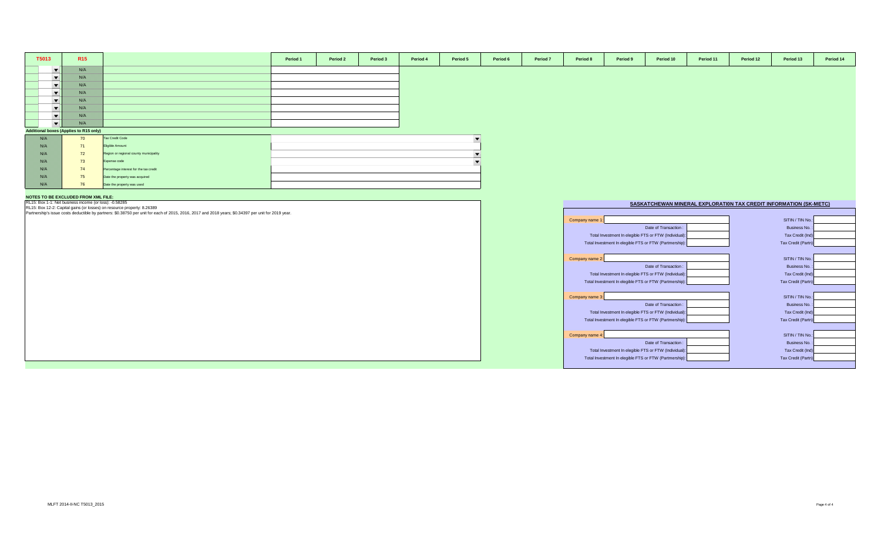| T5013 | R15 | | Period 1 | Period 2 | Period 3 | Period 4 | Period 5 | Period 6 | Period 7 | Period 8 | Period 9 | Period 10 | Period 11 | Period 12 | Period 13 | Period 14 |
|---|---|---|---|---|---|---|---|---|---|---|---|---|---|---|---|---|
| | N/A | | | | | | | | | | | | | | | |
| | N/A | | | | | | | | | | | | | | | |
| | N/A | | | | | | | | | | | | | | | |
| | N/A | | | | | | | | | | | | | | | |
| | N/A | | | | | | | | | | | | | | | |
| | N/A | | | | | | | | | | | | | | | |
| | N/A | | | | | | | | | | | | | | | |
| | N/A | | | | | | | | | | | | | | | |

**Additional boxes (Applies to R15 only)**

| | | | |
|---|---|---|---|
| N/A | 70 | Tax Credit Code | |
| N/A | 71 | Eligible Amount | |
| N/A | 72 | Region or regional county municipality | |
| N/A | 73 | Expense code | |
| N/A | 74 | Percentage interest for the tax credit | |
| N/A | 75 | Date the property was acquired | |
| N/A | 76 | Date the property was used | |

**NOTES TO BE EXCLUDED FROM XML FILE:**

RL15: Box 1-1: Net business income (or loss): -0.58285
RL15: Box 12-2: Capital gains (or losses) on resource property: 8.26389
Partnership's issue costs deductible by partners: $0.38750 per unit for each of 2015, 2016, 2017 and 2018 years; $0.34397 per unit for 2019 year.

## SASKATCHEWAN MINERAL EXPLORATION TAX CREDIT INFORMATION (SK-METC)

| | | | |
|---|---|---|---|
| Company name 1: | | SITIN / TIN No.: | |
| Date of Transaction : | | Business No. : | |
| Total Investment In elegible FTS or FTW (Individual): | | Tax Credit (Ind) | |
| Total Investment In elegible FTS or FTW (Partnership): | | Tax Credit (Partn) | |
| Company name 2: | | SITIN / TIN No.: | |
| Date of Transaction : | | Business No. : | |
| Total Investment In elegible FTS or FTW (Individual): | | Tax Credit (Ind) | |
| Total Investment In elegible FTS or FTW (Partnership): | | Tax Credit (Partn) | |
| Company name 3: | | SITIN / TIN No.: | |
| Date of Transaction : | | Business No. : | |
| Total Investment In elegible FTS or FTW (Individual): | | Tax Credit (Ind) | |
| Total Investment In elegible FTS or FTW (Partnership): | | Tax Credit (Partn) | |
| Company name 4: | | SITIN / TIN No.: | |
| Date of Transaction : | | Business No. : | |
| Total Investment In elegible FTS or FTW (Individual): | | Tax Credit (Ind) | |
| Total Investment In elegible FTS or FTW (Partnership): | | Tax Credit (Partn) | |

MLFT 2014-II-NC T5013_2015